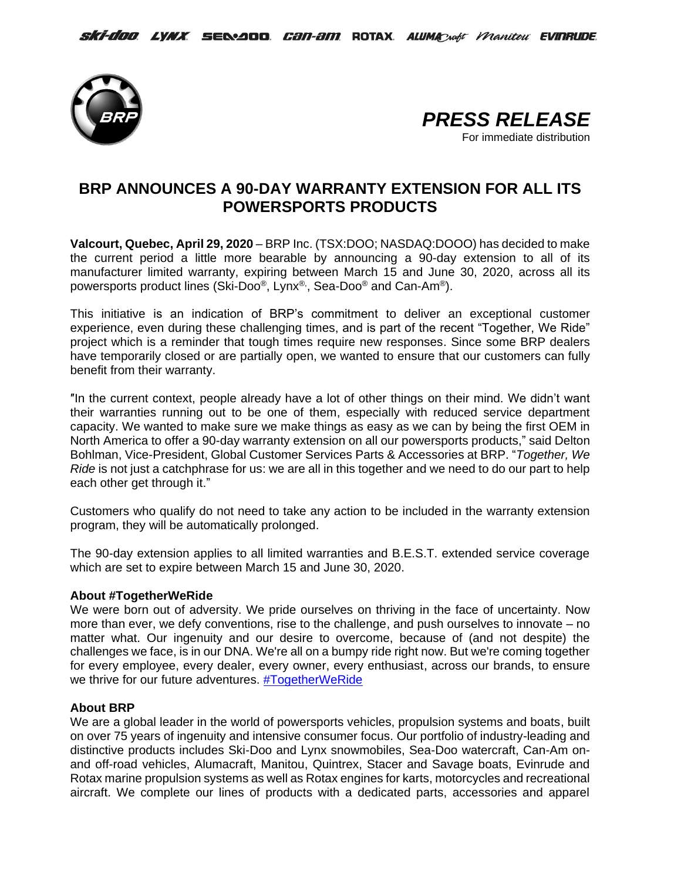ski-doo LYNX SEA-DOO can-am ROTAX ALUMACRAFT Manitou EVINRUDE

# PRESS RELEASE

For immediate distribution

## BRP ANNOUNCES A 90-DAY WARRANTY EXTENSION FOR ALL ITS POWERSPORTS PRODUCTS

**Valcourt, Quebec, April 29, 2020** – BRP Inc. (TSX:DOO; NASDAQ:DOOO) has decided to make the current period a little more bearable by announcing a 90-day extension to all of its manufacturer limited warranty, expiring between March 15 and June 30, 2020, across all its powersports product lines (Ski-Doo®, Lynx®, Sea-Doo® and Can-Am®).

This initiative is an indication of BRP's commitment to deliver an exceptional customer experience, even during these challenging times, and is part of the recent "Together, We Ride" project which is a reminder that tough times require new responses. Since some BRP dealers have temporarily closed or are partially open, we wanted to ensure that our customers can fully benefit from their warranty.

"In the current context, people already have a lot of other things on their mind. We didn't want their warranties running out to be one of them, especially with reduced service department capacity. We wanted to make sure we make things as easy as we can by being the first OEM in North America to offer a 90-day warranty extension on all our powersports products," said Delton Bohlman, Vice-President, Global Customer Services Parts & Accessories at BRP. "*Together, We Ride* is not just a catchphrase for us: we are all in this together and we need to do our part to help each other get through it."

Customers who qualify do not need to take any action to be included in the warranty extension program, they will be automatically prolonged.

The 90-day extension applies to all limited warranties and B.E.S.T. extended service coverage which are set to expire between March 15 and June 30, 2020.

**About #TogetherWeRide**

We were born out of adversity. We pride ourselves on thriving in the face of uncertainty. Now more than ever, we defy conventions, rise to the challenge, and push ourselves to innovate – no matter what. Our ingenuity and our desire to overcome, because of (and not despite) the challenges we face, is in our DNA. We're all on a bumpy ride right now. But we're coming together for every employee, every dealer, every owner, every enthusiast, across our brands, to ensure we thrive for our future adventures. #TogetherWeRide

**About BRP**

We are a global leader in the world of powersports vehicles, propulsion systems and boats, built on over 75 years of ingenuity and intensive consumer focus. Our portfolio of industry-leading and distinctive products includes Ski-Doo and Lynx snowmobiles, Sea-Doo watercraft, Can-Am on- and off-road vehicles, Alumacraft, Manitou, Quintrex, Stacer and Savage boats, Evinrude and Rotax marine propulsion systems as well as Rotax engines for karts, motorcycles and recreational aircraft. We complete our lines of products with a dedicated parts, accessories and apparel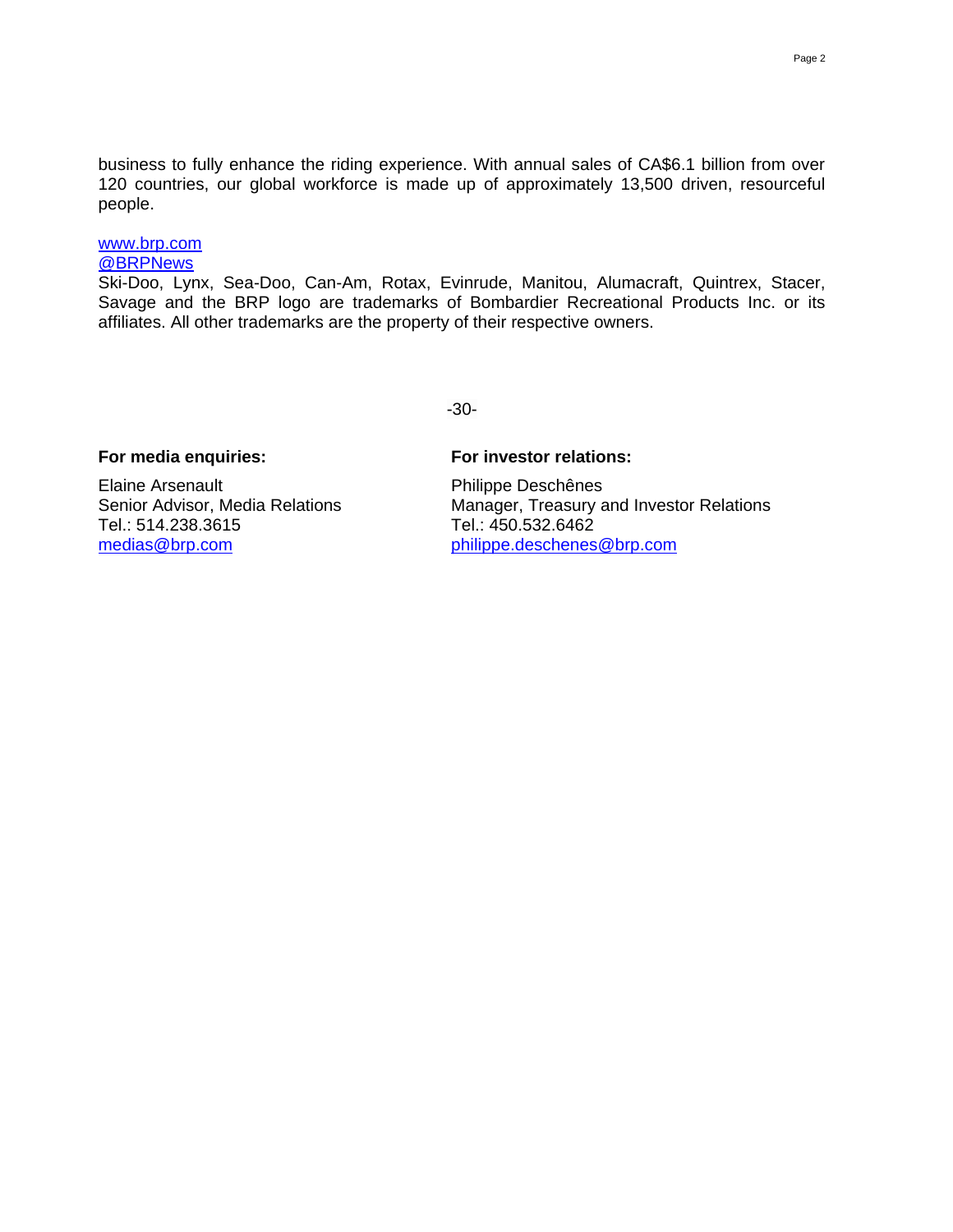business to fully enhance the riding experience. With annual sales of CA$6.1 billion from over 120 countries, our global workforce is made up of approximately 13,500 driven, resourceful people.

[www.brp.com](http://www.brp.com)
[@BRPNews](https://twitter.com/BRPNews)
Ski-Doo, Lynx, Sea-Doo, Can-Am, Rotax, Evinrude, Manitou, Alumacraft, Quintrex, Stacer, Savage and the BRP logo are trademarks of Bombardier Recreational Products Inc. or its affiliates. All other trademarks are the property of their respective owners.

-30-

**For media enquiries:**

Elaine Arsenault
Senior Advisor, Media Relations
Tel.: 514.238.3615
[medias@brp.com](mailto:medias@brp.com)

**For investor relations:**

Philippe Deschênes
Manager, Treasury and Investor Relations
Tel.: 450.532.6462
[philippe.deschenes@brp.com](mailto:philippe.deschenes@brp.com)